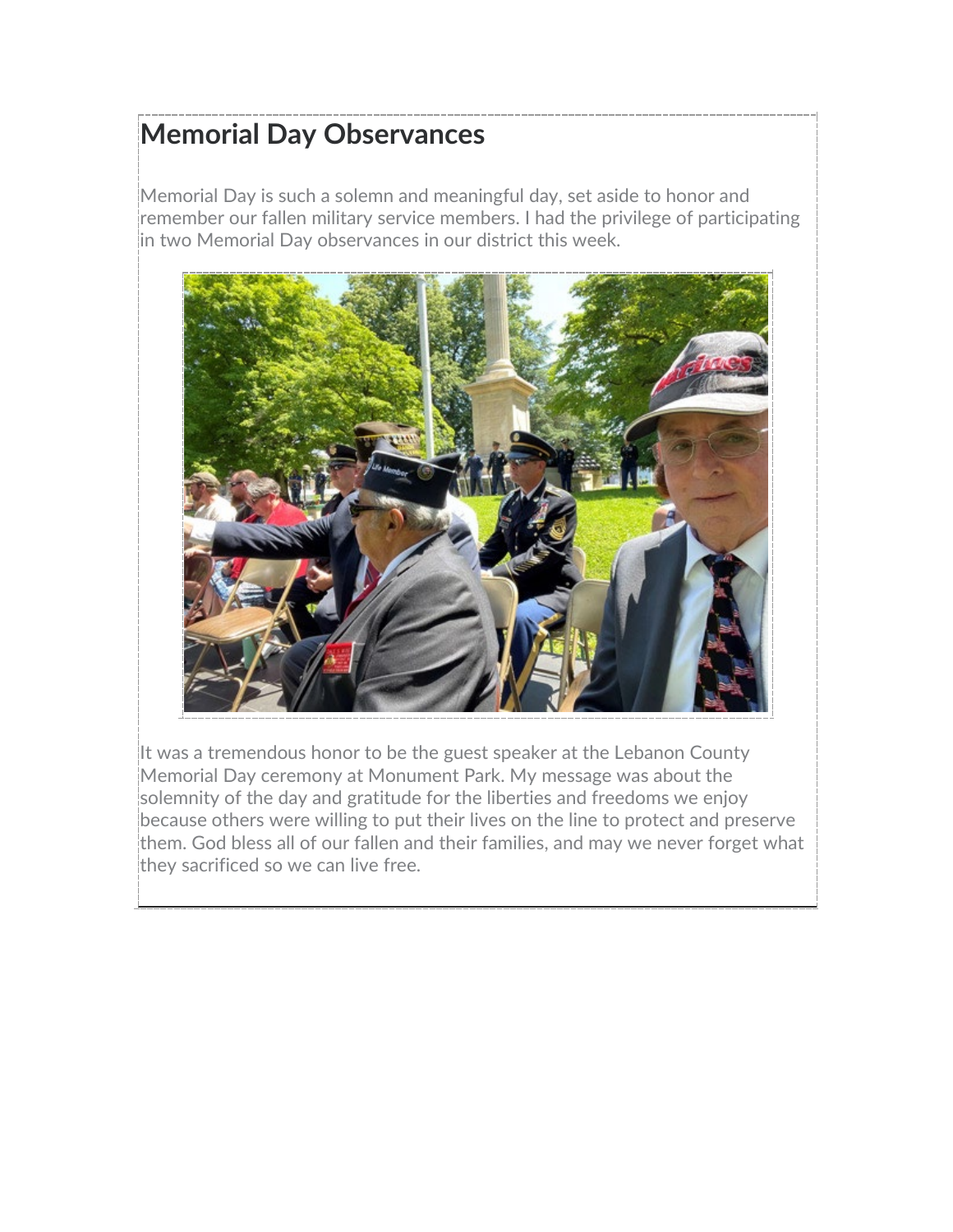# Memorial Day Observances

Memorial Day is such a solemn and meaningful day, set aside to honor and remember our fallen military service members. I had the privilege of participating in two Memorial Day observances in our district this week.

It was a tremendous honor to be the guest speaker at the Lebanon County Memorial Day ceremony at Monument Park. My message was about the solemnity of the day and gratitude for the liberties and freedoms we enjoy because others were willing to put their lives on the line to protect and preserve them. God bless all of our fallen and their families, and may we never forget what they sacrificed so we can live free.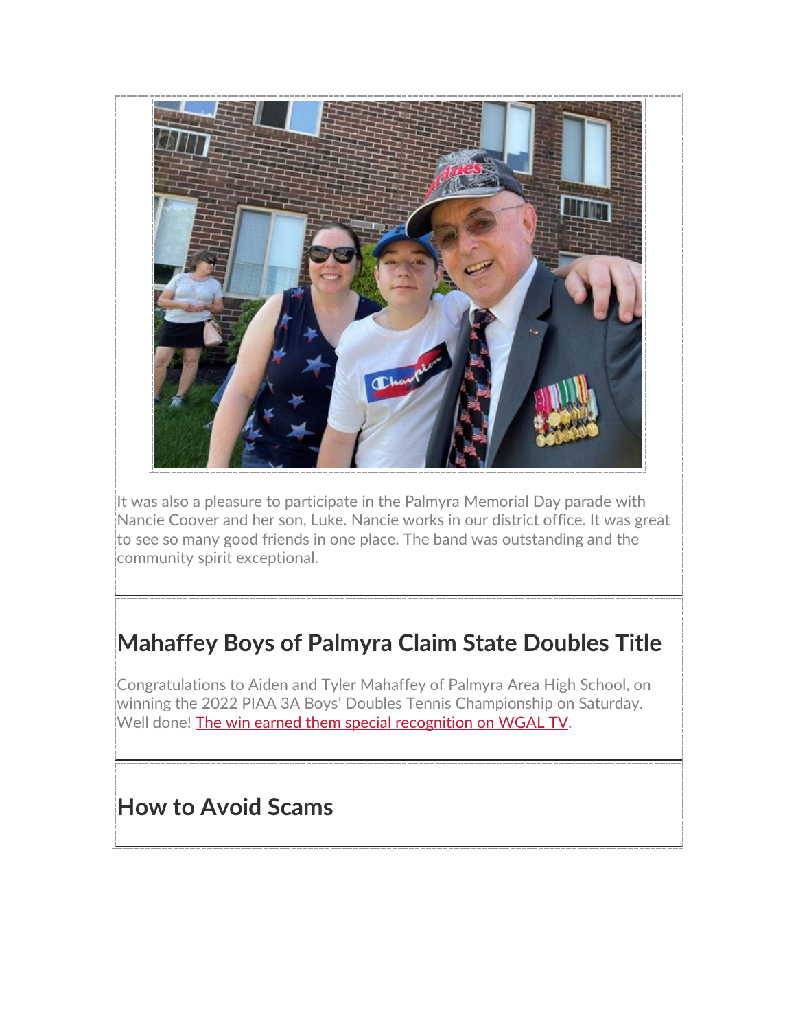It was also a pleasure to participate in the Palmyra Memorial Day parade with Nancie Coover and her son, Luke. Nancie works in our district office. It was great to see so many good friends in one place. The band was outstanding and the community spirit exceptional.

## Mahaffey Boys of Palmyra Claim State Doubles Title

Congratulations to Aiden and Tyler Mahaffey of Palmyra Area High School, on winning the 2022 PIAA 3A Boys' Doubles Tennis Championship on Saturday. Well done! The win earned them special recognition on WGAL TV.

## How to Avoid Scams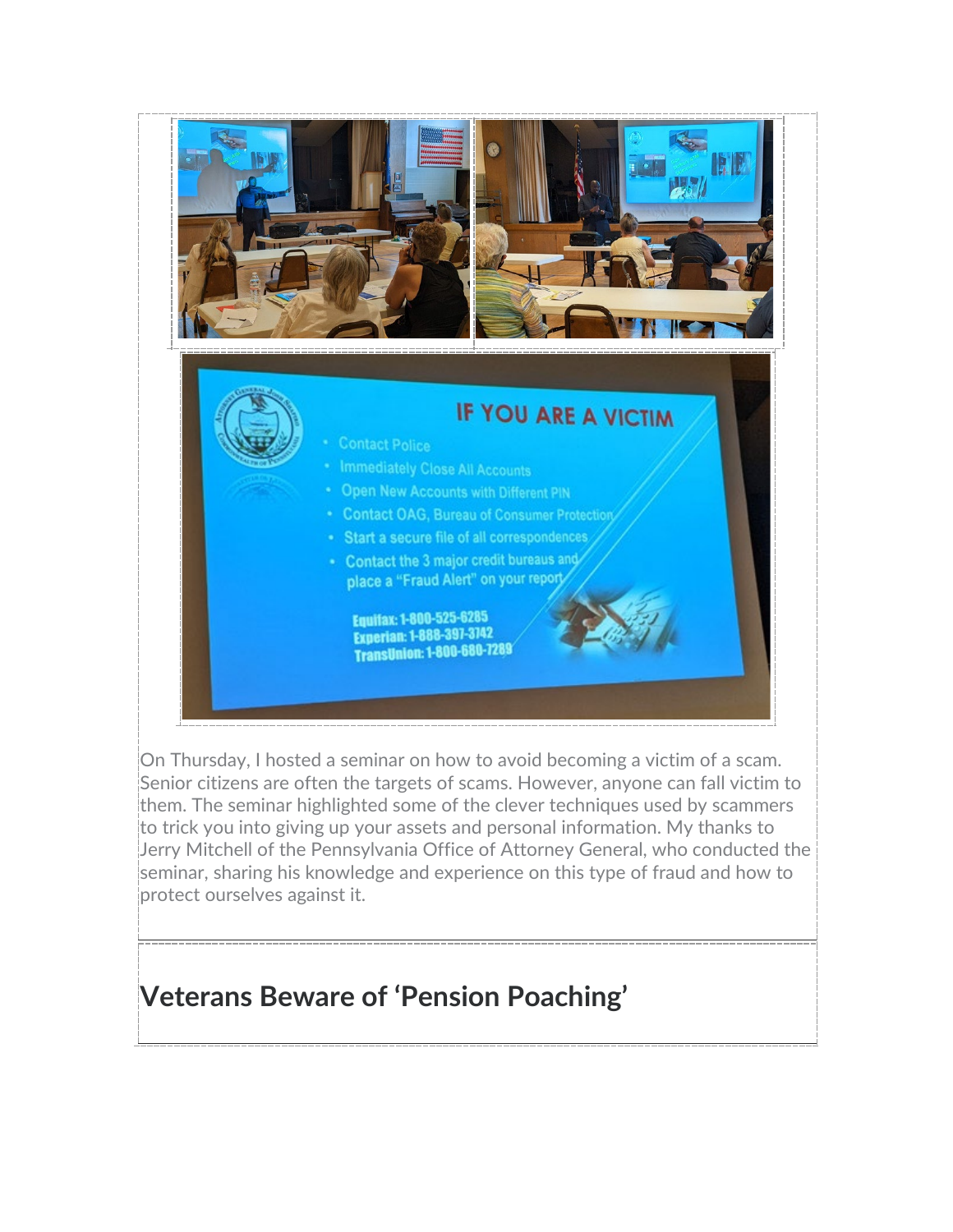On Thursday, I hosted a seminar on how to avoid becoming a victim of a scam. Senior citizens are often the targets of scams. However, anyone can fall victim to them. The seminar highlighted some of the clever techniques used by scammers to trick you into giving up your assets and personal information. My thanks to Jerry Mitchell of the Pennsylvania Office of Attorney General, who conducted the seminar, sharing his knowledge and experience on this type of fraud and how to protect ourselves against it.

## Veterans Beware of 'Pension Poaching'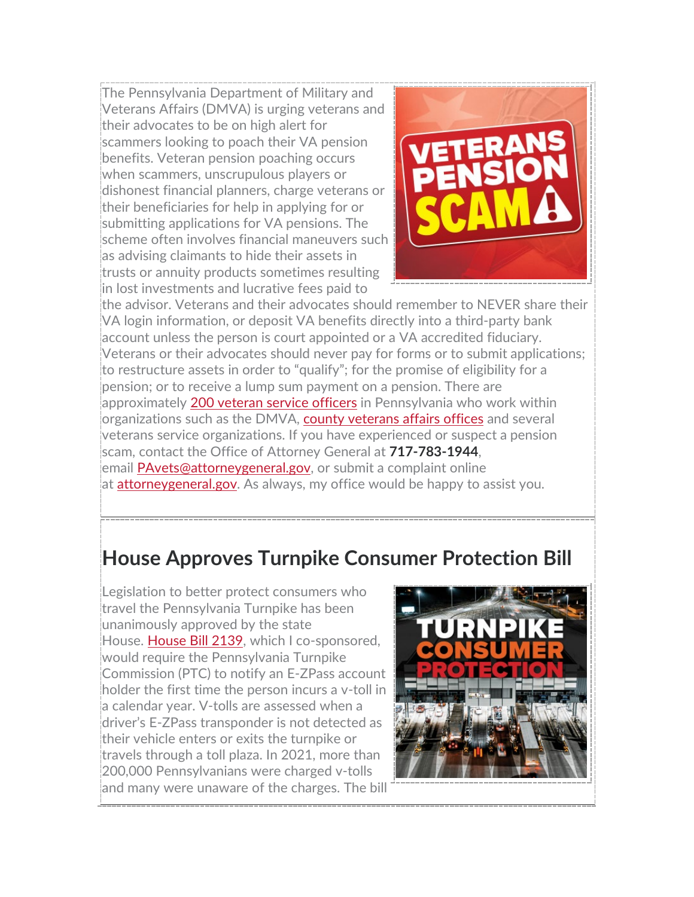The Pennsylvania Department of Military and Veterans Affairs (DMVA) is urging veterans and their advocates to be on high alert for scammers looking to poach their VA pension benefits. Veteran pension poaching occurs when scammers, unscrupulous players or dishonest financial planners, charge veterans or their beneficiaries for help in applying for or submitting applications for VA pensions. The scheme often involves financial maneuvers such as advising claimants to hide their assets in trusts or annuity products sometimes resulting in lost investments and lucrative fees paid to the advisor. Veterans and their advocates should remember to NEVER share their VA login information, or deposit VA benefits directly into a third-party bank account unless the person is court appointed or a VA accredited fiduciary. Veterans or their advocates should never pay for forms or to submit applications; to restructure assets in order to "qualify"; for the promise of eligibility for a pension; or to receive a lump sum payment on a pension. There are approximately 200 veteran service officers in Pennsylvania who work within organizations such as the DMVA, county veterans affairs offices and several veterans service organizations. If you have experienced or suspect a pension scam, contact the Office of Attorney General at **717-783-1944**, email PAvets@attorneygeneral.gov, or submit a complaint online at attorneygeneral.gov. As always, my office would be happy to assist you.

## House Approves Turnpike Consumer Protection Bill

Legislation to better protect consumers who travel the Pennsylvania Turnpike has been unanimously approved by the state House. House Bill 2139, which I co-sponsored, would require the Pennsylvania Turnpike Commission (PTC) to notify an E-ZPass account holder the first time the person incurs a v-toll in a calendar year. V-tolls are assessed when a driver's E-ZPass transponder is not detected as their vehicle enters or exits the turnpike or travels through a toll plaza. In 2021, more than 200,000 Pennsylvanians were charged v-tolls and many were unaware of the charges. The bill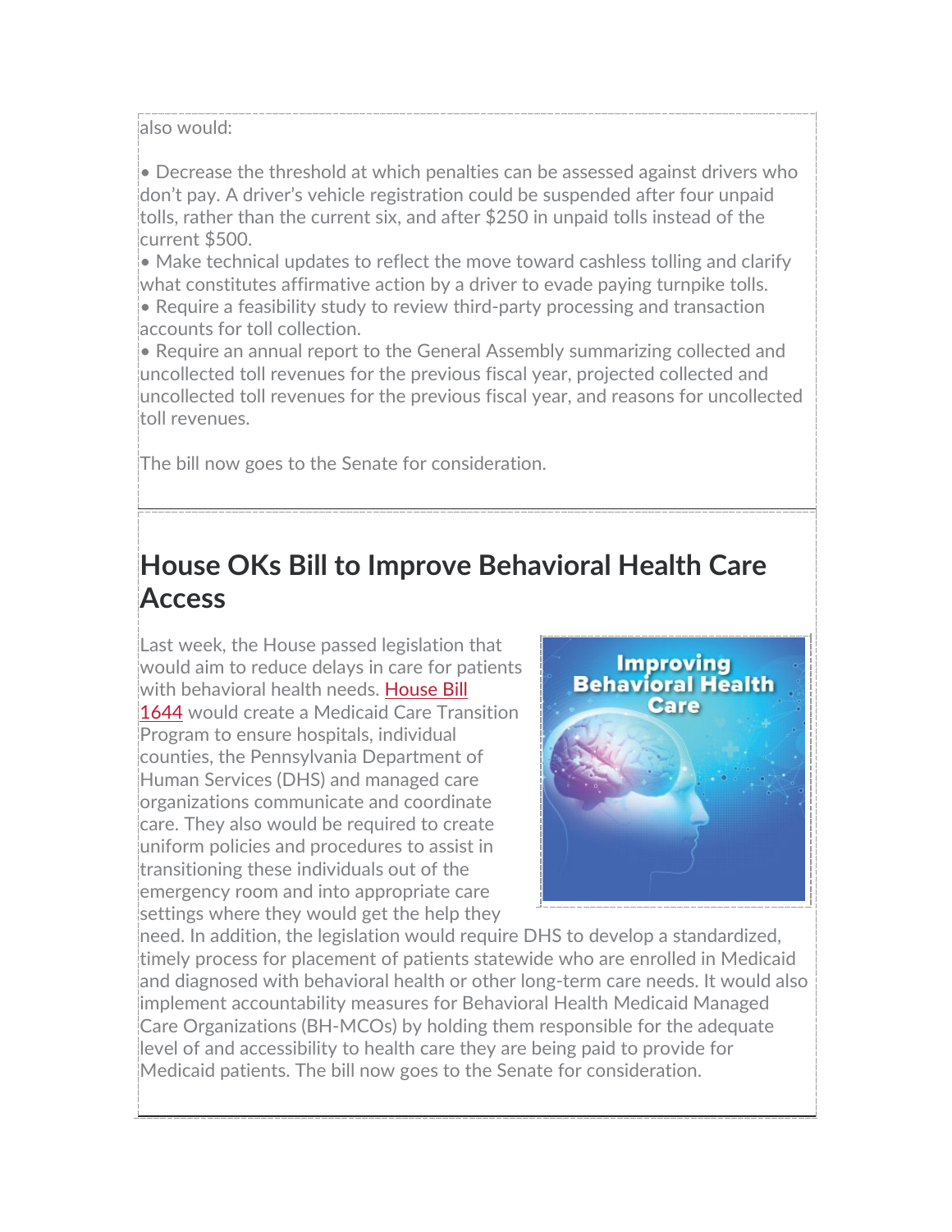also would:

- Decrease the threshold at which penalties can be assessed against drivers who don't pay. A driver's vehicle registration could be suspended after four unpaid tolls, rather than the current six, and after $250 in unpaid tolls instead of the current $500.
- Make technical updates to reflect the move toward cashless tolling and clarify what constitutes affirmative action by a driver to evade paying turnpike tolls.
- Require a feasibility study to review third-party processing and transaction accounts for toll collection.
- Require an annual report to the General Assembly summarizing collected and uncollected toll revenues for the previous fiscal year, projected collected and uncollected toll revenues for the previous fiscal year, and reasons for uncollected toll revenues.

The bill now goes to the Senate for consideration.

## House OKs Bill to Improve Behavioral Health Care Access

Last week, the House passed legislation that would aim to reduce delays in care for patients with behavioral health needs. House Bill 1644 would create a Medicaid Care Transition Program to ensure hospitals, individual counties, the Pennsylvania Department of Human Services (DHS) and managed care organizations communicate and coordinate care. They also would be required to create uniform policies and procedures to assist in transitioning these individuals out of the emergency room and into appropriate care settings where they would get the help they need. In addition, the legislation would require DHS to develop a standardized, timely process for placement of patients statewide who are enrolled in Medicaid and diagnosed with behavioral health or other long-term care needs. It would also implement accountability measures for Behavioral Health Medicaid Managed Care Organizations (BH-MCOs) by holding them responsible for the adequate level of and accessibility to health care they are being paid to provide for Medicaid patients. The bill now goes to the Senate for consideration.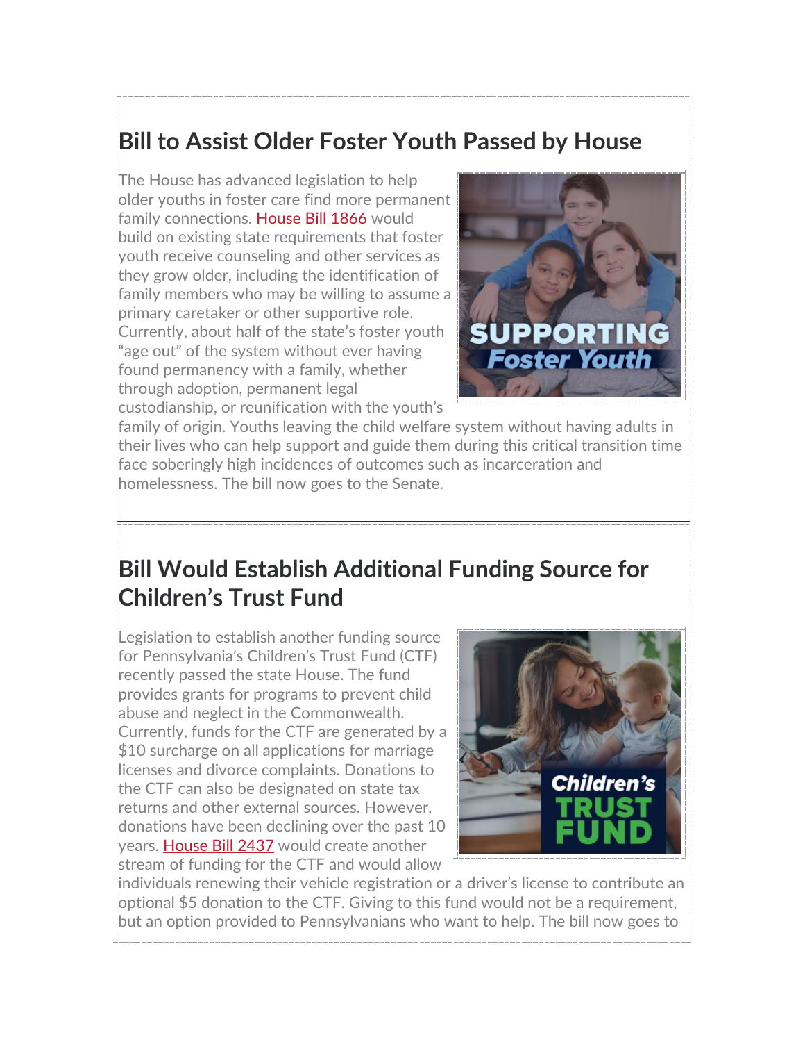## Bill to Assist Older Foster Youth Passed by House

The House has advanced legislation to help older youths in foster care find more permanent family connections. House Bill 1866 would build on existing state requirements that foster youth receive counseling and other services as they grow older, including the identification of family members who may be willing to assume a primary caretaker or other supportive role. Currently, about half of the state's foster youth "age out" of the system without ever having found permanency with a family, whether through adoption, permanent legal custodianship, or reunification with the youth's family of origin. Youths leaving the child welfare system without having adults in their lives who can help support and guide them during this critical transition time face soberingly high incidences of outcomes such as incarceration and homelessness. The bill now goes to the Senate.

---

## Bill Would Establish Additional Funding Source for Children's Trust Fund

Legislation to establish another funding source for Pennsylvania's Children's Trust Fund (CTF) recently passed the state House. The fund provides grants for programs to prevent child abuse and neglect in the Commonwealth. Currently, funds for the CTF are generated by a $10 surcharge on all applications for marriage licenses and divorce complaints. Donations to the CTF can also be designated on state tax returns and other external sources. However, donations have been declining over the past 10 years. House Bill 2437 would create another stream of funding for the CTF and would allow individuals renewing their vehicle registration or a driver's license to contribute an optional $5 donation to the CTF. Giving to this fund would not be a requirement, but an option provided to Pennsylvanians who want to help. The bill now goes to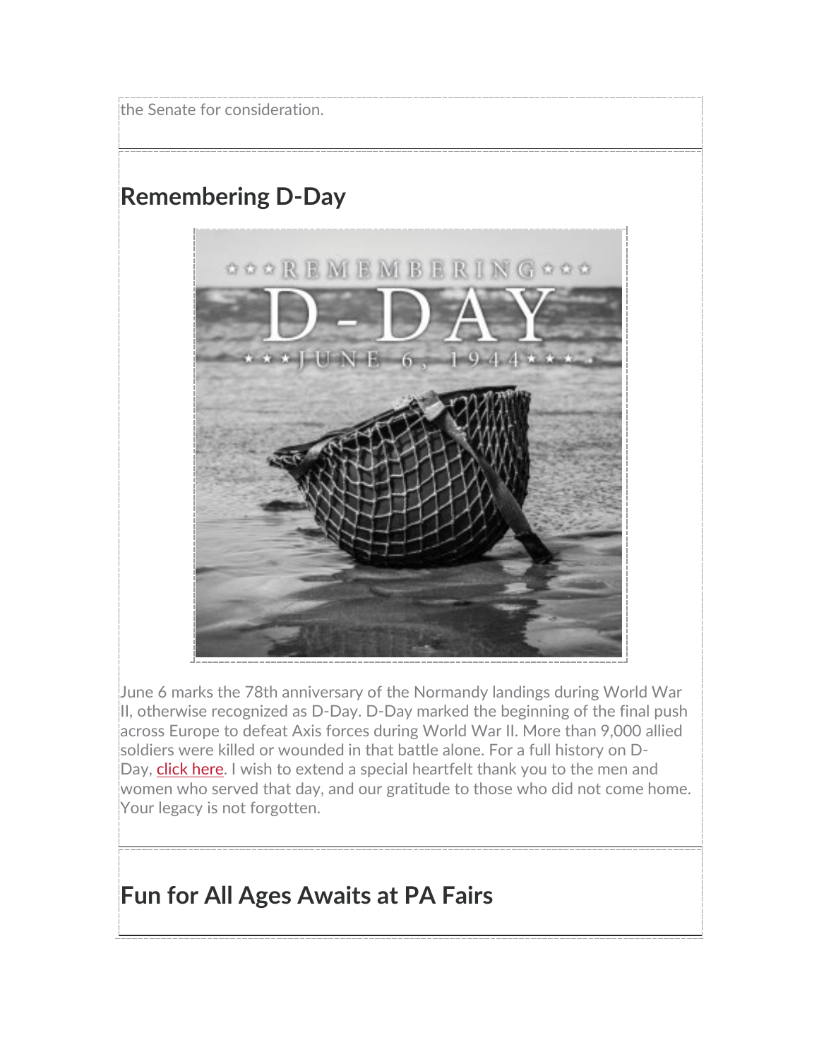the Senate for consideration.

## Remembering D-Day

June 6 marks the 78th anniversary of the Normandy landings during World War II, otherwise recognized as D-Day. D-Day marked the beginning of the final push across Europe to defeat Axis forces during World War II. More than 9,000 allied soldiers were killed or wounded in that battle alone. For a full history on D-Day, click here. I wish to extend a special heartfelt thank you to the men and women who served that day, and our gratitude to those who did not come home. Your legacy is not forgotten.

## Fun for All Ages Awaits at PA Fairs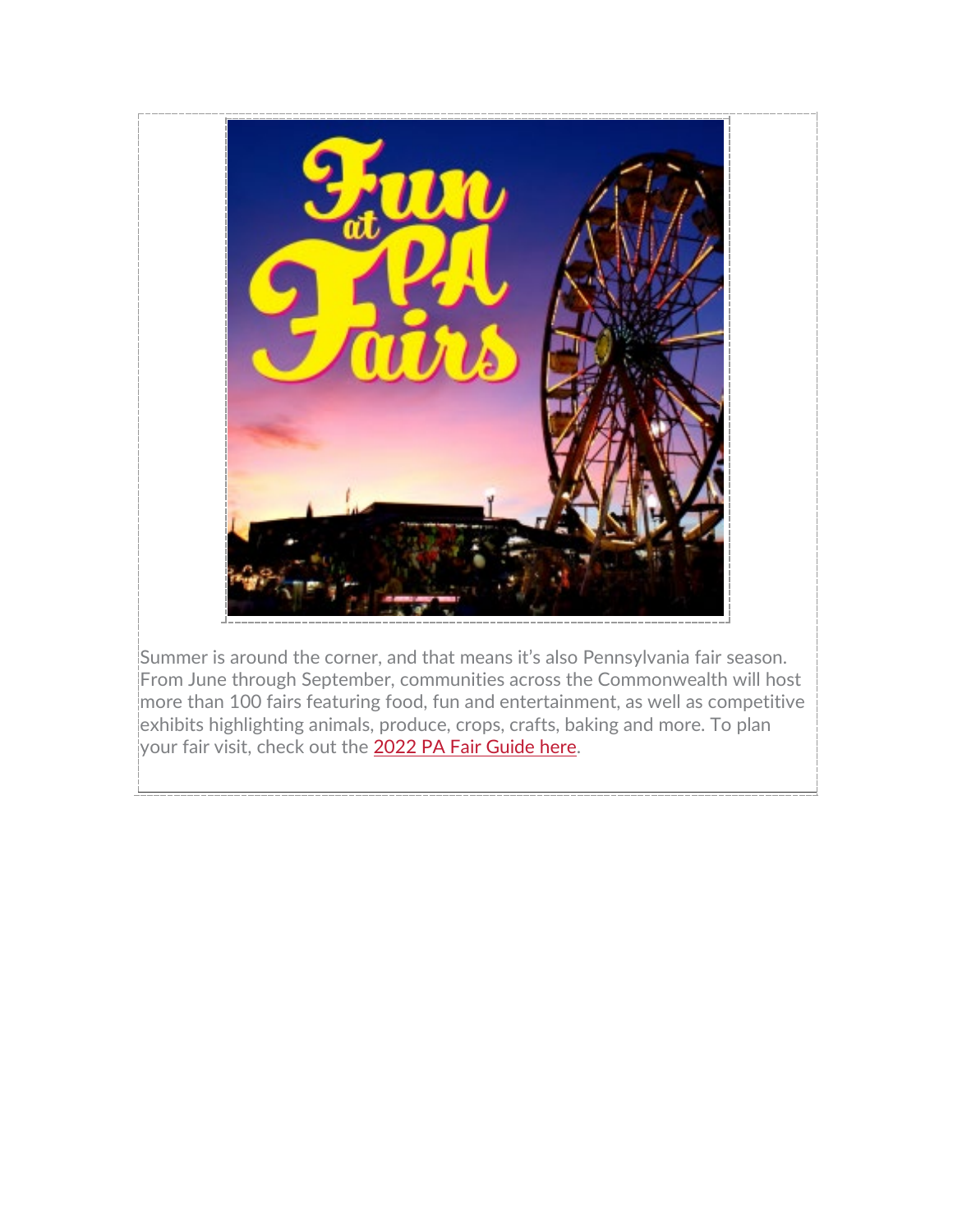Summer is around the corner, and that means it's also Pennsylvania fair season. From June through September, communities across the Commonwealth will host more than 100 fairs featuring food, fun and entertainment, as well as competitive exhibits highlighting animals, produce, crops, crafts, baking and more. To plan your fair visit, check out the 2022 PA Fair Guide here.